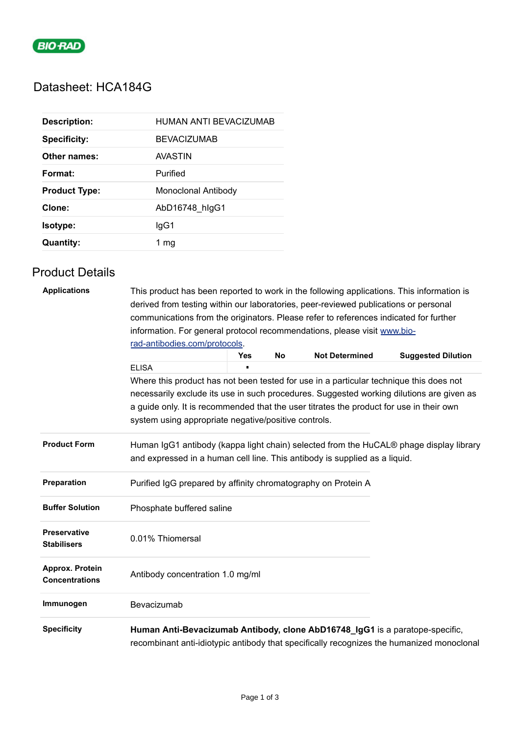BIO-RAD

# Datasheet: HCA184G

| | |
|---|---|
| **Description:** | HUMAN ANTI BEVACIZUMAB |
| **Specificity:** | BEVACIZUMAB |
| **Other names:** | AVASTIN |
| **Format:** | Purified |
| **Product Type:** | Monoclonal Antibody |
| **Clone:** | AbD16748_hIgG1 |
| **Isotype:** | IgG1 |
| **Quantity:** | 1 mg |

## Product Details

**Applications**

This product has been reported to work in the following applications. This information is derived from testing within our laboratories, peer-reviewed publications or personal communications from the originators. Please refer to references indicated for further information. For general protocol recommendations, please visit [www.bio-rad-antibodies.com/protocols](www.bio-rad-antibodies.com/protocols).

| | Yes | No | Not Determined | Suggested Dilution |
|---|---|---|---|---|
| ELISA | ▪ | | | |

Where this product has not been tested for use in a particular technique this does not necessarily exclude its use in such procedures. Suggested working dilutions are given as a guide only. It is recommended that the user titrates the product for use in their own system using appropriate negative/positive controls.

**Product Form**

Human IgG1 antibody (kappa light chain) selected from the HuCAL® phage display library and expressed in a human cell line. This antibody is supplied as a liquid.

**Preparation**

Purified IgG prepared by affinity chromatography on Protein A

**Buffer Solution**

Phosphate buffered saline

**Preservative Stabilisers**

0.01% Thiomersal

**Approx. Protein Concentrations**

Antibody concentration 1.0 mg/ml

**Immunogen**

Bevacizumab

**Specificity**

**Human Anti-Bevacizumab Antibody, clone AbD16748_IgG1** is a paratope-specific, recombinant anti-idiotypic antibody that specifically recognizes the humanized monoclonal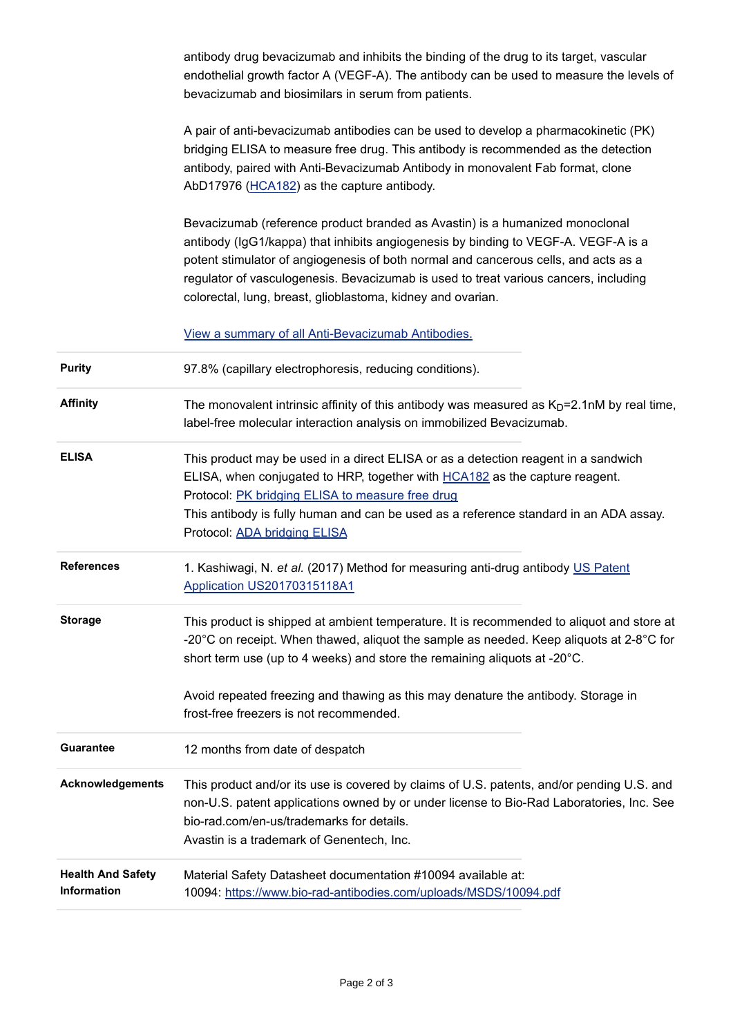antibody drug bevacizumab and inhibits the binding of the drug to its target, vascular endothelial growth factor A (VEGF-A). The antibody can be used to measure the levels of bevacizumab and biosimilars in serum from patients.

A pair of anti-bevacizumab antibodies can be used to develop a pharmacokinetic (PK) bridging ELISA to measure free drug. This antibody is recommended as the detection antibody, paired with Anti-Bevacizumab Antibody in monovalent Fab format, clone AbD17976 (HCA182) as the capture antibody.

Bevacizumab (reference product branded as Avastin) is a humanized monoclonal antibody (IgG1/kappa) that inhibits angiogenesis by binding to VEGF-A. VEGF-A is a potent stimulator of angiogenesis of both normal and cancerous cells, and acts as a regulator of vasculogenesis. Bevacizumab is used to treat various cancers, including colorectal, lung, breast, glioblastoma, kidney and ovarian.

View a summary of all Anti-Bevacizumab Antibodies.

| | |
|---|---|
| **Purity** | 97.8% (capillary electrophoresis, reducing conditions). |
| **Affinity** | The monovalent intrinsic affinity of this antibody was measured as $K_D$=2.1nM by real time, label-free molecular interaction analysis on immobilized Bevacizumab. |
| **ELISA** | This product may be used in a direct ELISA or as a detection reagent in a sandwich ELISA, when conjugated to HRP, together with HCA182 as the capture reagent.<br>Protocol: PK bridging ELISA to measure free drug<br>This antibody is fully human and can be used as a reference standard in an ADA assay.<br>Protocol: ADA bridging ELISA |
| **References** | 1. Kashiwagi, N. *et al.* (2017) Method for measuring anti-drug antibody US Patent Application US20170315118A1 |
| **Storage** | This product is shipped at ambient temperature. It is recommended to aliquot and store at -20°C on receipt. When thawed, aliquot the sample as needed. Keep aliquots at 2-8°C for short term use (up to 4 weeks) and store the remaining aliquots at -20°C.<br><br>Avoid repeated freezing and thawing as this may denature the antibody. Storage in frost-free freezers is not recommended. |
| **Guarantee** | 12 months from date of despatch |
| **Acknowledgements** | This product and/or its use is covered by claims of U.S. patents, and/or pending U.S. and non-U.S. patent applications owned by or under license to Bio-Rad Laboratories, Inc. See bio-rad.com/en-us/trademarks for details.<br>Avastin is a trademark of Genentech, Inc. |
| **Health And Safety Information** | Material Safety Datasheet documentation #10094 available at:<br>10094: https://www.bio-rad-antibodies.com/uploads/MSDS/10094.pdf |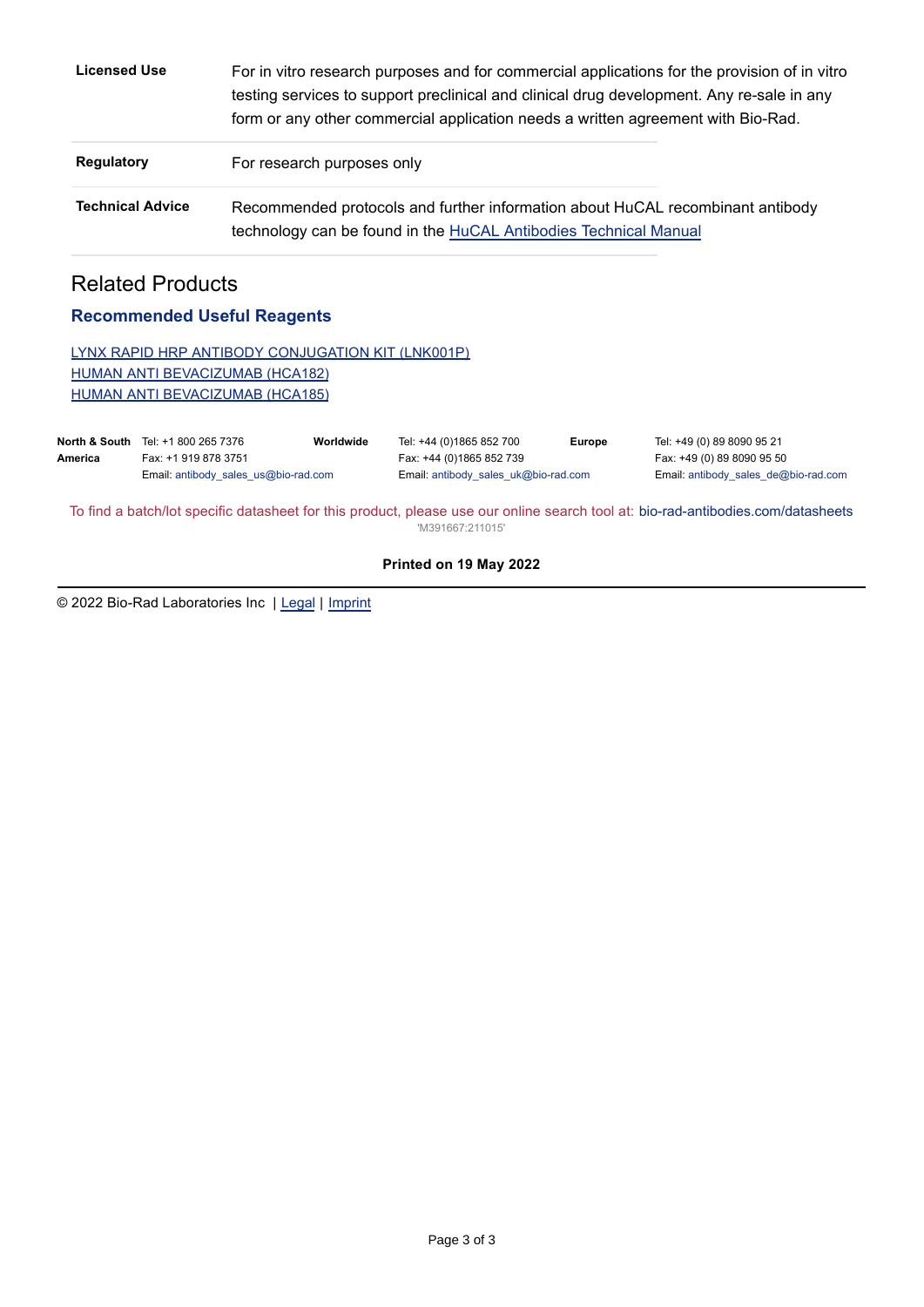| | |
|---|---|
| **Licensed Use** | For in vitro research purposes and for commercial applications for the provision of in vitro testing services to support preclinical and clinical drug development. Any re-sale in any form or any other commercial application needs a written agreement with Bio-Rad. |
| **Regulatory** | For research purposes only |
| **Technical Advice** | Recommended protocols and further information about HuCAL recombinant antibody technology can be found in the HuCAL Antibodies Technical Manual |

## Related Products

### Recommended Useful Reagents

LYNX RAPID HRP ANTIBODY CONJUGATION KIT (LNK001P)
HUMAN ANTI BEVACIZUMAB (HCA182)
HUMAN ANTI BEVACIZUMAB (HCA185)

| | | | | | |
|---|---|---|---|---|---|
| **North & South America** | Tel: +1 800 265 7376<br>Fax: +1 919 878 3751<br>Email: antibody_sales_us@bio-rad.com | **Worldwide** | Tel: +44 (0)1865 852 700<br>Fax: +44 (0)1865 852 739<br>Email: antibody_sales_uk@bio-rad.com | **Europe** | Tel: +49 (0) 89 8090 95 21<br>Fax: +49 (0) 89 8090 95 50<br>Email: antibody_sales_de@bio-rad.com |

To find a batch/lot specific datasheet for this product, please use our online search tool at: bio-rad-antibodies.com/datasheets

'M391667:211015'

**Printed on 19 May 2022**

© 2022 Bio-Rad Laboratories Inc | Legal | Imprint